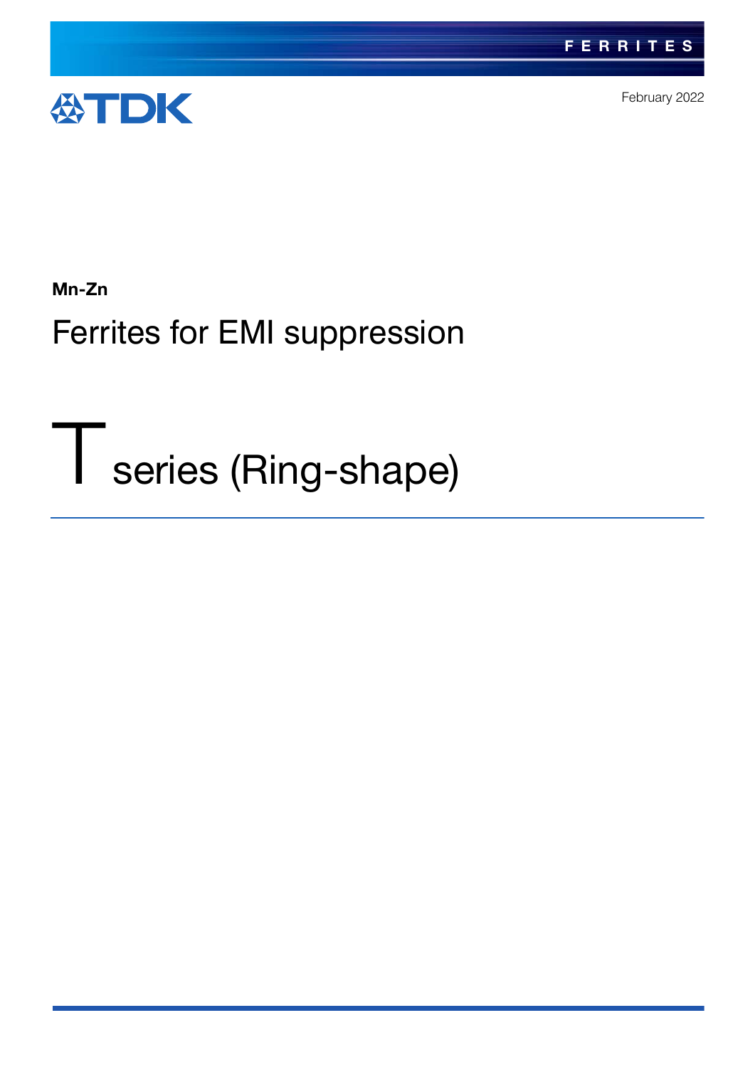FERRITES

TDK

February 2022

**Mn-Zn**

# Ferrites for EMI suppression

# T series (Ring-shape)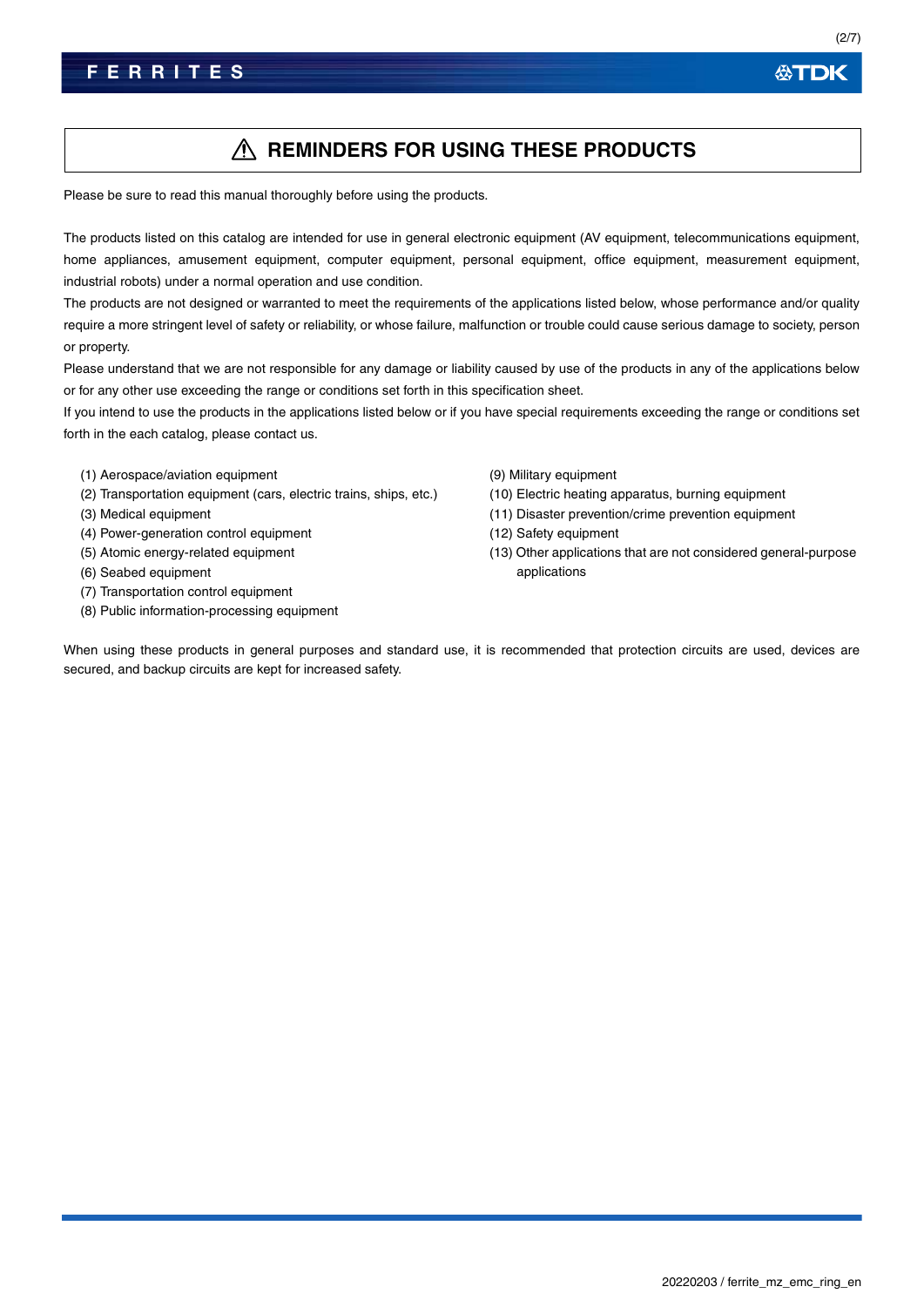# ⚠ REMINDERS FOR USING THESE PRODUCTS

Please be sure to read this manual thoroughly before using the products.

The products listed on this catalog are intended for use in general electronic equipment (AV equipment, telecommunications equipment, home appliances, amusement equipment, computer equipment, personal equipment, office equipment, measurement equipment, industrial robots) under a normal operation and use condition.

The products are not designed or warranted to meet the requirements of the applications listed below, whose performance and/or quality require a more stringent level of safety or reliability, or whose failure, malfunction or trouble could cause serious damage to society, person or property.

Please understand that we are not responsible for any damage or liability caused by use of the products in any of the applications below or for any other use exceeding the range or conditions set forth in this specification sheet.

If you intend to use the products in the applications listed below or if you have special requirements exceeding the range or conditions set forth in the each catalog, please contact us.

(1) Aerospace/aviation equipment
(2) Transportation equipment (cars, electric trains, ships, etc.)
(3) Medical equipment
(4) Power-generation control equipment
(5) Atomic energy-related equipment
(6) Seabed equipment
(7) Transportation control equipment
(8) Public information-processing equipment
(9) Military equipment
(10) Electric heating apparatus, burning equipment
(11) Disaster prevention/crime prevention equipment
(12) Safety equipment
(13) Other applications that are not considered general-purpose applications

When using these products in general purposes and standard use, it is recommended that protection circuits are used, devices are secured, and backup circuits are kept for increased safety.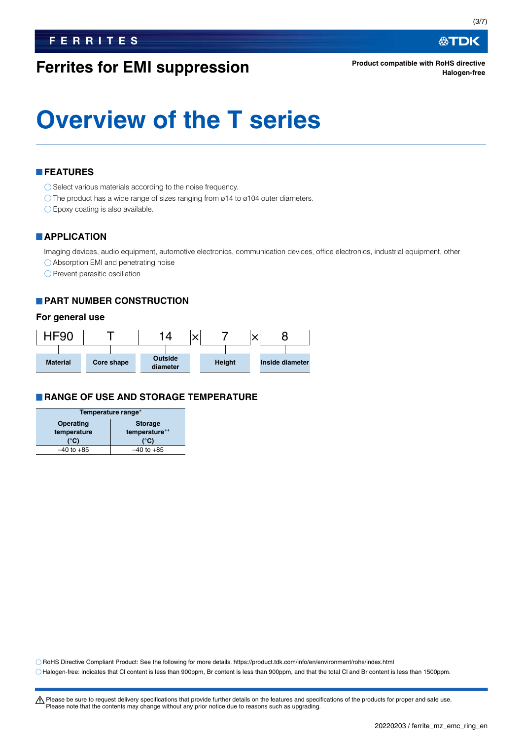## Ferrites for EMI suppression

**Product compatible with RoHS directive**
**Halogen-free**

# Overview of the T series

## FEATURES

- ○ Select various materials according to the noise frequency.
- ○ The product has a wide range of sizes ranging from ø14 to ø104 outer diameters.
- ○ Epoxy coating is also available.

## APPLICATION

Imaging devices, audio equipment, automotive electronics, communication devices, office electronics, industrial equipment, other

- ○ Absorption EMI and penetrating noise
- ○ Prevent parasitic oscillation

## PART NUMBER CONSTRUCTION

### For general use

| HF90 | T | 14 | × | 7 | × | 8 |
|---|---|---|---|---|---|---|
| Material | Core shape | Outside diameter | | Height | | Inside diameter |

## RANGE OF USE AND STORAGE TEMPERATURE

| Temperature range* | |
|---|---|
| Operating temperature (°C) | Storage temperature** (°C) |
| –40 to +85 | –40 to +85 |

○ RoHS Directive Compliant Product: See the following for more details. https://product.tdk.com/info/en/environment/rohs/index.html
○ Halogen-free: indicates that Cl content is less than 900ppm, Br content is less than 900ppm, and that the total Cl and Br content is less than 1500ppm.

⚠ Please be sure to request delivery specifications that provide further details on the features and specifications of the products for proper and safe use.
Please note that the contents may change without any prior notice due to reasons such as upgrading.

20220203 / ferrite_mz_emc_ring_en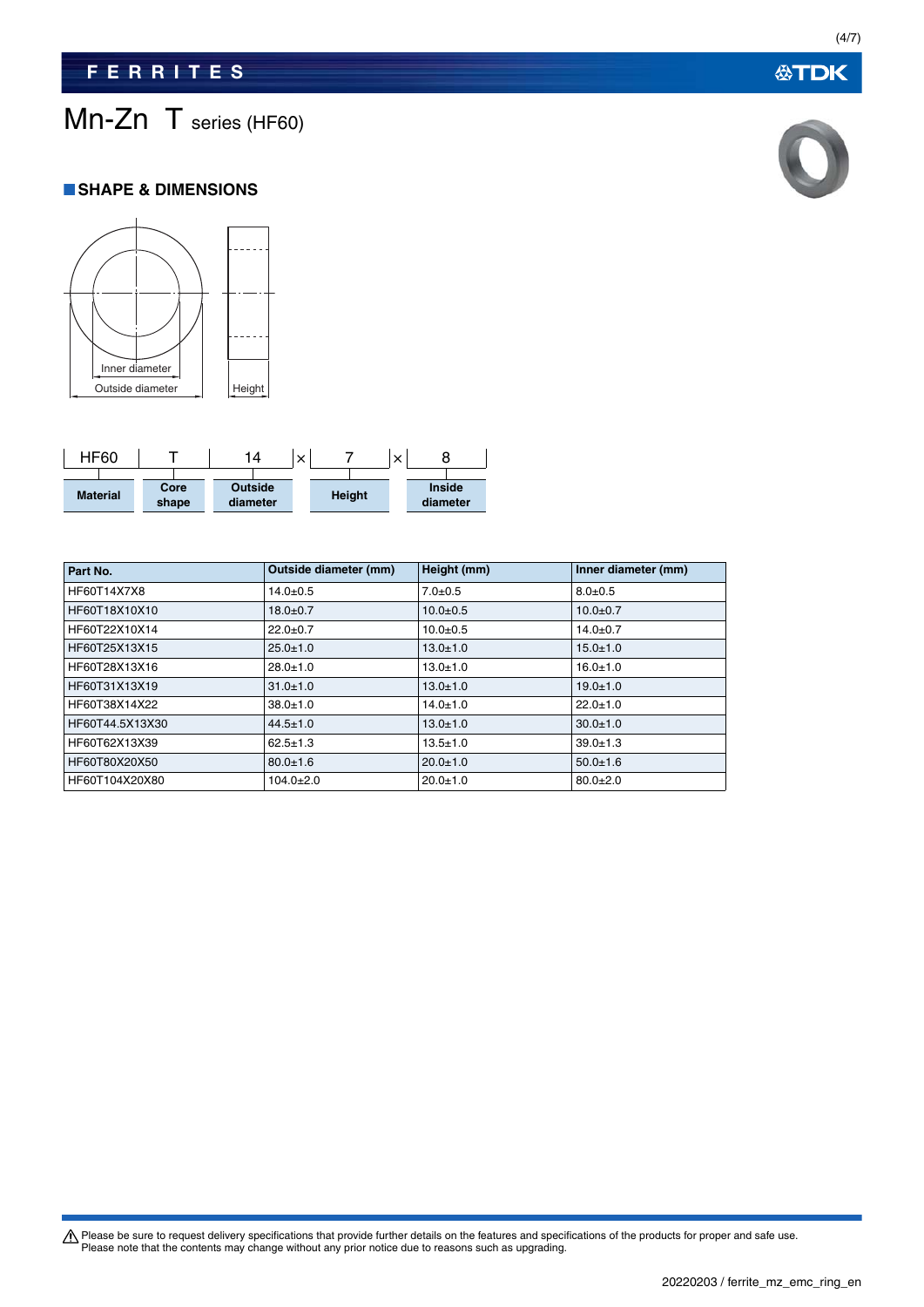# Mn-Zn T series (HF60)

## SHAPE & DIMENSIONS

Inner diameter

Outside diameter

Height

| HF60 | T | 14 | × | 7 | × | 8 |
|---|---|---|---|---|---|---|
| Material | Core shape | Outside diameter | | Height | | Inside diameter |

| Part No. | Outside diameter (mm) | Height (mm) | Inner diameter (mm) |
|---|---|---|---|
| HF60T14X7X8 | 14.0±0.5 | 7.0±0.5 | 8.0±0.5 |
| HF60T18X10X10 | 18.0±0.7 | 10.0±0.5 | 10.0±0.7 |
| HF60T22X10X14 | 22.0±0.7 | 10.0±0.5 | 14.0±0.7 |
| HF60T25X13X15 | 25.0±1.0 | 13.0±1.0 | 15.0±1.0 |
| HF60T28X13X16 | 28.0±1.0 | 13.0±1.0 | 16.0±1.0 |
| HF60T31X13X19 | 31.0±1.0 | 13.0±1.0 | 19.0±1.0 |
| HF60T38X14X22 | 38.0±1.0 | 14.0±1.0 | 22.0±1.0 |
| HF60T44.5X13X30 | 44.5±1.0 | 13.0±1.0 | 30.0±1.0 |
| HF60T62X13X39 | 62.5±1.3 | 13.5±1.0 | 39.0±1.3 |
| HF60T80X20X50 | 80.0±1.6 | 20.0±1.0 | 50.0±1.6 |
| HF60T104X20X80 | 104.0±2.0 | 20.0±1.0 | 80.0±2.0 |

⚠ Please be sure to request delivery specifications that provide further details on the features and specifications of the products for proper and safe use.
Please note that the contents may change without any prior notice due to reasons such as upgrading.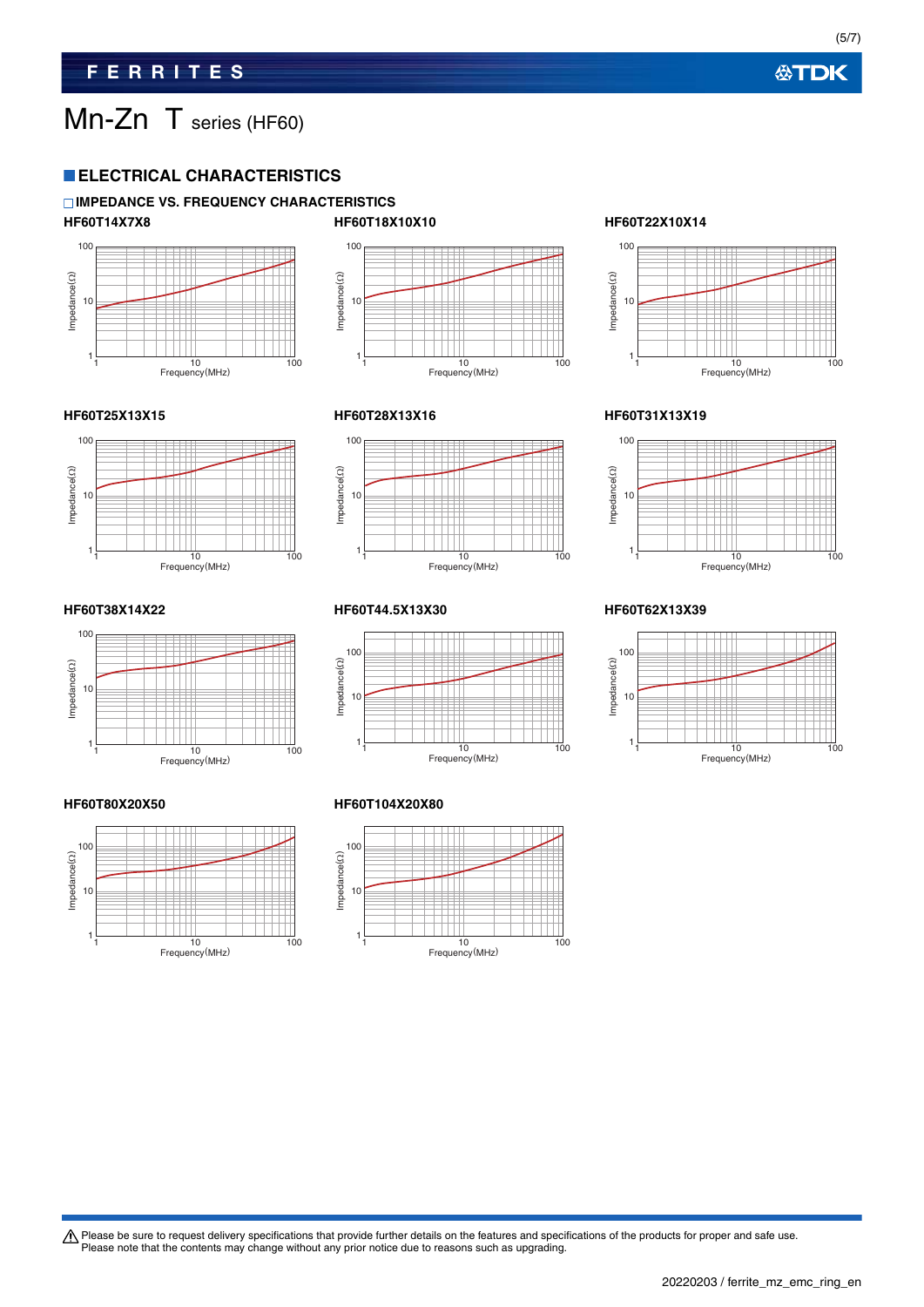# Mn-Zn T series (HF60)

## ELECTRICAL CHARACTERISTICS

### IMPEDANCE VS. FREQUENCY CHARACTERISTICS

**HF60T14X7X8**

**HF60T18X10X10**

**HF60T22X10X14**

**HF60T25X13X15**

**HF60T28X13X16**

**HF60T31X13X19**

**HF60T38X14X22**

**HF60T44.5X13X30**

**HF60T62X13X39**

**HF60T80X20X50**

**HF60T104X20X80**

⚠ Please be sure to request delivery specifications that provide further details on the features and specifications of the products for proper and safe use.
Please note that the contents may change without any prior notice due to reasons such as upgrading.

20220203 / ferrite_mz_emc_ring_en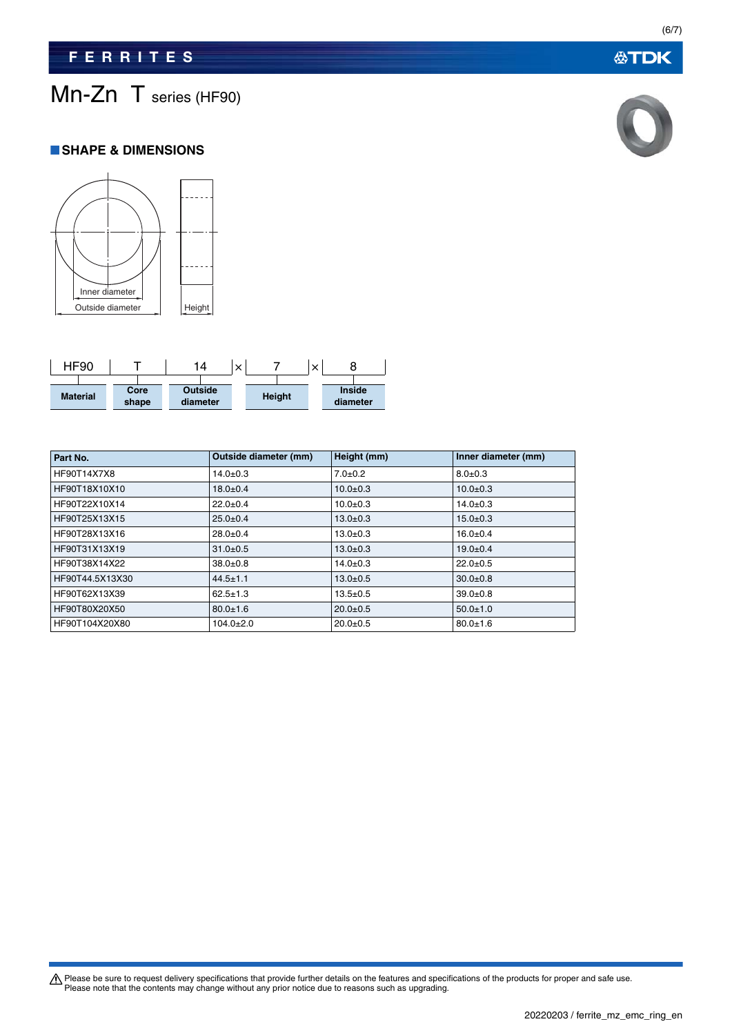# Mn-Zn T series (HF90)

## SHAPE & DIMENSIONS

Inner diameter
Outside diameter
Height

| HF90 | T | 14 | × | 7 | × | 8 |
|---|---|---|---|---|---|---|
| Material | Core shape | Outside diameter | | Height | | Inside diameter |

| Part No. | Outside diameter (mm) | Height (mm) | Inner diameter (mm) |
|---|---|---|---|
| HF90T14X7X8 | 14.0±0.3 | 7.0±0.2 | 8.0±0.3 |
| HF90T18X10X10 | 18.0±0.4 | 10.0±0.3 | 10.0±0.3 |
| HF90T22X10X14 | 22.0±0.4 | 10.0±0.3 | 14.0±0.3 |
| HF90T25X13X15 | 25.0±0.4 | 13.0±0.3 | 15.0±0.3 |
| HF90T28X13X16 | 28.0±0.4 | 13.0±0.3 | 16.0±0.4 |
| HF90T31X13X19 | 31.0±0.5 | 13.0±0.3 | 19.0±0.4 |
| HF90T38X14X22 | 38.0±0.8 | 14.0±0.3 | 22.0±0.5 |
| HF90T44.5X13X30 | 44.5±1.1 | 13.0±0.5 | 30.0±0.8 |
| HF90T62X13X39 | 62.5±1.3 | 13.5±0.5 | 39.0±0.8 |
| HF90T80X20X50 | 80.0±1.6 | 20.0±0.5 | 50.0±1.0 |
| HF90T104X20X80 | 104.0±2.0 | 20.0±0.5 | 80.0±1.6 |

⚠ Please be sure to request delivery specifications that provide further details on the features and specifications of the products for proper and safe use.
Please note that the contents may change without any prior notice due to reasons such as upgrading.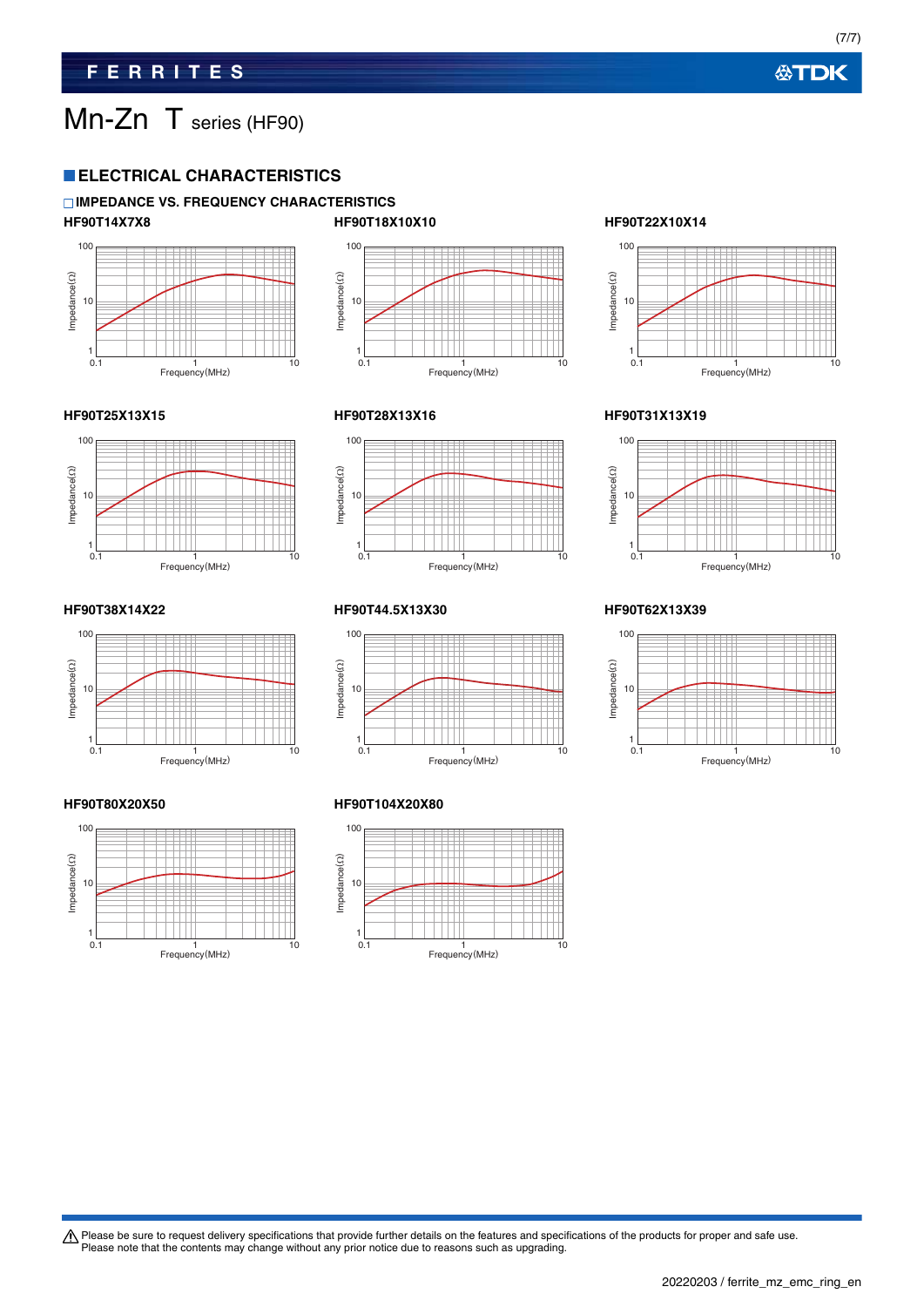# Mn-Zn T series (HF90)

## ELECTRICAL CHARACTERISTICS

### IMPEDANCE VS. FREQUENCY CHARACTERISTICS

**HF90T14X7X8**

100
10
1
Impedance(Ω)
0.1
1
10
Frequency(MHz)

**HF90T18X10X10**

100
10
1
Impedance(Ω)
0.1
1
10
Frequency(MHz)

**HF90T22X10X14**

100
10
1
Impedance(Ω)
0.1
1
10
Frequency(MHz)

**HF90T25X13X15**

100
10
1
Impedance(Ω)
0.1
1
10
Frequency(MHz)

**HF90T28X13X16**

100
10
1
Impedance(Ω)
0.1
1
10
Frequency(MHz)

**HF90T31X13X19**

100
10
1
Impedance(Ω)
0.1
1
10
Frequency(MHz)

**HF90T38X14X22**

100
10
1
Impedance(Ω)
0.1
1
10
Frequency(MHz)

**HF90T44.5X13X30**

100
10
1
Impedance(Ω)
0.1
1
10
Frequency(MHz)

**HF90T62X13X39**

100
10
1
Impedance(Ω)
0.1
1
10
Frequency(MHz)

**HF90T80X20X50**

100
10
1
Impedance(Ω)
0.1
1
10
Frequency(MHz)

**HF90T104X20X80**

100
10
1
Impedance(Ω)
0.1
1
10
Frequency(MHz)

⚠ Please be sure to request delivery specifications that provide further details on the features and specifications of the products for proper and safe use.
Please note that the contents may change without any prior notice due to reasons such as upgrading.

20220203 / ferrite_mz_emc_ring_en